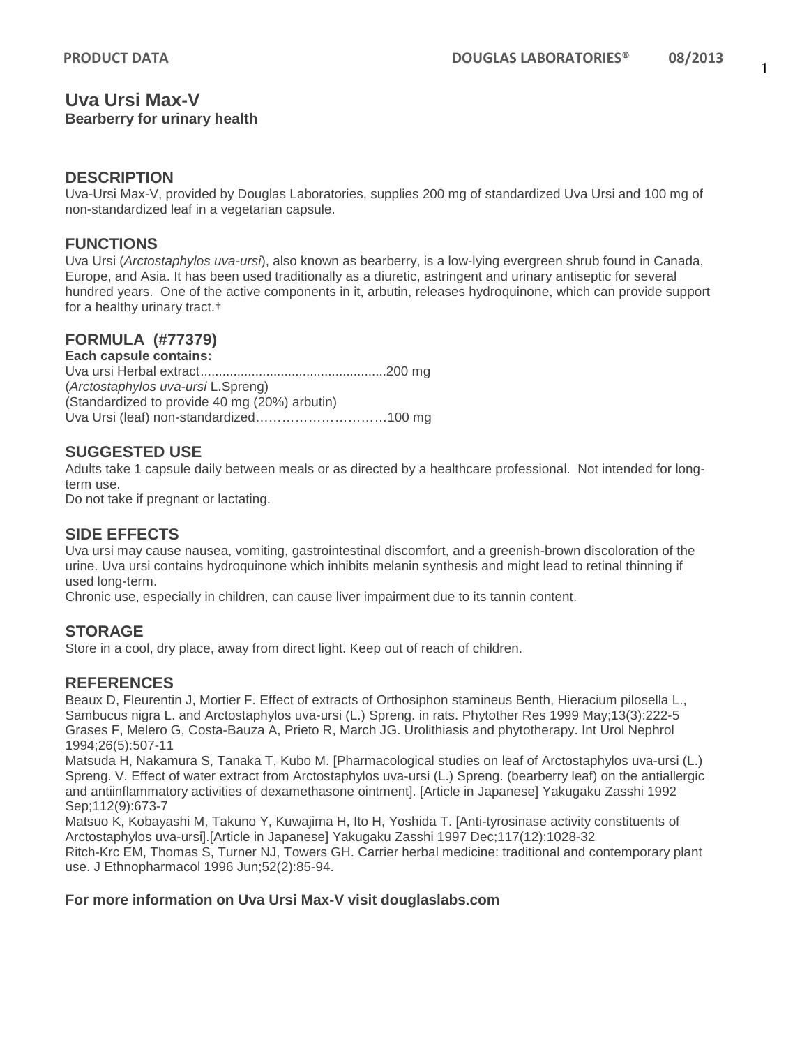# Uva Ursi Max-V

**Bearberry for urinary health**

## DESCRIPTION

Uva-Ursi Max-V, provided by Douglas Laboratories, supplies 200 mg of standardized Uva Ursi and 100 mg of non-standardized leaf in a vegetarian capsule.

## FUNCTIONS

Uva Ursi (*Arctostaphylos uva-ursi*), also known as bearberry, is a low-lying evergreen shrub found in Canada, Europe, and Asia. It has been used traditionally as a diuretic, astringent and urinary antiseptic for several hundred years. One of the active components in it, arbutin, releases hydroquinone, which can provide support for a healthy urinary tract.†

## FORMULA (#77379)

**Each capsule contains:**

Uva ursi Herbal extract...................................................200 mg
(*Arctostaphylos uva-ursi* L.Spreng)
(Standardized to provide 40 mg (20%) arbutin)
Uva Ursi (leaf) non-standardized…………………………100 mg

## SUGGESTED USE

Adults take 1 capsule daily between meals or as directed by a healthcare professional. Not intended for long-term use.

Do not take if pregnant or lactating.

## SIDE EFFECTS

Uva ursi may cause nausea, vomiting, gastrointestinal discomfort, and a greenish-brown discoloration of the urine. Uva ursi contains hydroquinone which inhibits melanin synthesis and might lead to retinal thinning if used long-term.

Chronic use, especially in children, can cause liver impairment due to its tannin content.

## STORAGE

Store in a cool, dry place, away from direct light. Keep out of reach of children.

## REFERENCES

Beaux D, Fleurentin J, Mortier F. Effect of extracts of Orthosiphon stamineus Benth, Hieracium pilosella L., Sambucus nigra L. and Arctostaphylos uva-ursi (L.) Spreng. in rats. Phytother Res 1999 May;13(3):222-5

Grases F, Melero G, Costa-Bauza A, Prieto R, March JG. Urolithiasis and phytotherapy. Int Urol Nephrol 1994;26(5):507-11

Matsuda H, Nakamura S, Tanaka T, Kubo M. [Pharmacological studies on leaf of Arctostaphylos uva-ursi (L.) Spreng. V. Effect of water extract from Arctostaphylos uva-ursi (L.) Spreng. (bearberry leaf) on the antiallergic and antiinflammatory activities of dexamethasone ointment]. [Article in Japanese] Yakugaku Zasshi 1992 Sep;112(9):673-7

Matsuo K, Kobayashi M, Takuno Y, Kuwajima H, Ito H, Yoshida T. [Anti-tyrosinase activity constituents of Arctostaphylos uva-ursi].[Article in Japanese] Yakugaku Zasshi 1997 Dec;117(12):1028-32

Ritch-Krc EM, Thomas S, Turner NJ, Towers GH. Carrier herbal medicine: traditional and contemporary plant use. J Ethnopharmacol 1996 Jun;52(2):85-94.

**For more information on Uva Ursi Max-V visit douglaslabs.com**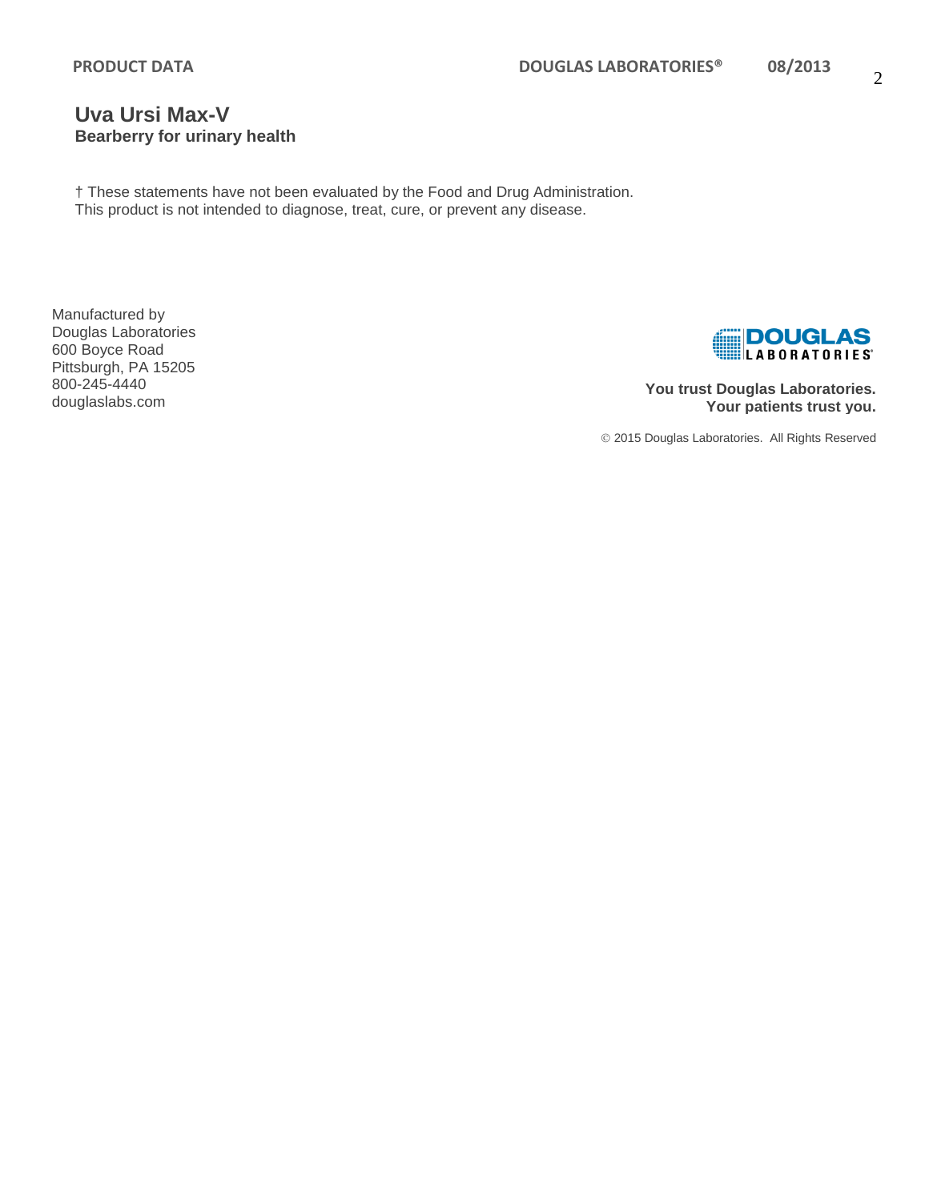## Uva Ursi Max-V

**Bearberry for urinary health**

† These statements have not been evaluated by the Food and Drug Administration.
This product is not intended to diagnose, treat, cure, or prevent any disease.

Manufactured by
Douglas Laboratories
600 Boyce Road
Pittsburgh, PA 15205
800-245-4440
douglaslabs.com

**You trust Douglas Laboratories.**
**Your patients trust you.**

© 2015 Douglas Laboratories. All Rights Reserved